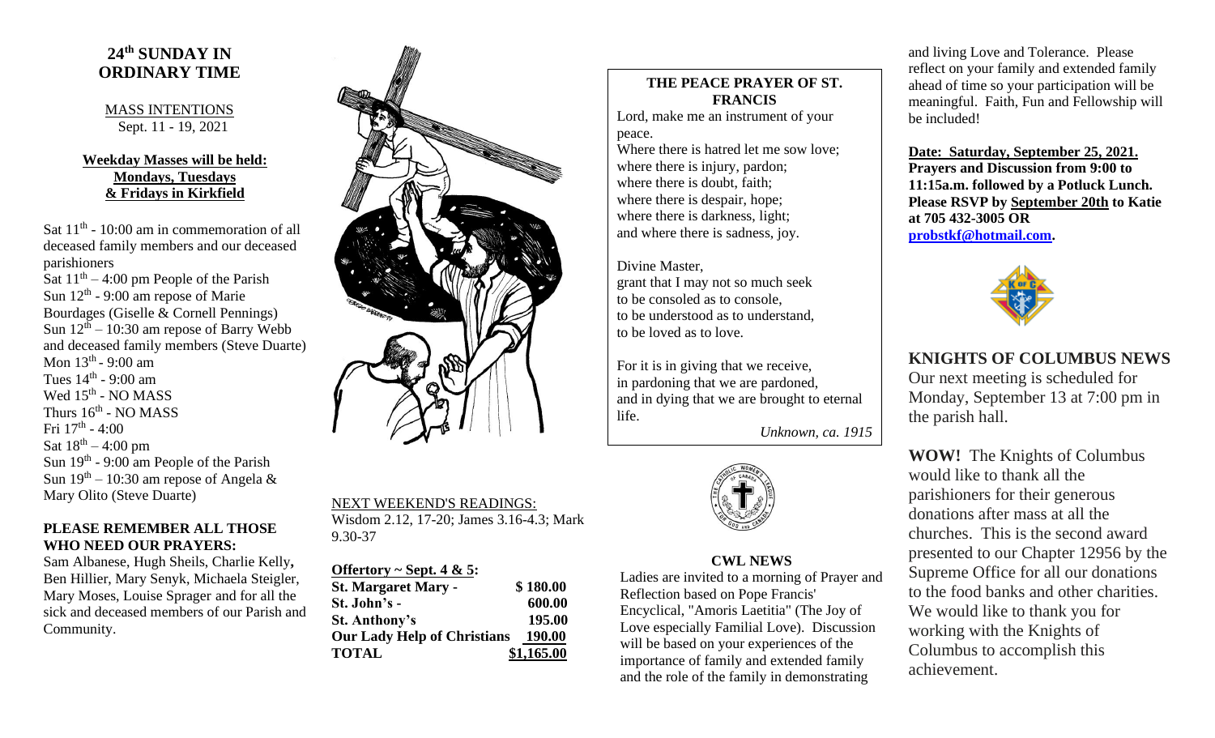## 24th SUNDAY IN ORDINARY TIME

MASS INTENTIONS
Sept. 11 - 19, 2021

**Weekday Masses will be held:**
**Mondays, Tuesdays**
**& Fridays in Kirkfield**

Sat 11th - 10:00 am in commemoration of all deceased family members and our deceased parishioners
Sat 11th – 4:00 pm People of the Parish
Sun 12th - 9:00 am repose of Marie Bourdages (Giselle & Cornell Pennings)
Sun 12th – 10:30 am repose of Barry Webb and deceased family members (Steve Duarte)
Mon 13th - 9:00 am
Tues 14th - 9:00 am
Wed 15th - NO MASS
Thurs 16th - NO MASS
Fri 17th - 4:00
Sat 18th – 4:00 pm
Sun 19th - 9:00 am People of the Parish
Sun 19th – 10:30 am repose of Angela & Mary Olito (Steve Duarte)

**PLEASE REMEMBER ALL THOSE WHO NEED OUR PRAYERS:**
Sam Albanese, Hugh Sheils, Charlie Kelly**,** Ben Hillier, Mary Senyk, Michaela Steigler, Mary Moses, Louise Sprager and for all the sick and deceased members of our Parish and Community.

NEXT WEEKEND'S READINGS:
Wisdom 2.12, 17-20; James 3.16-4.3; Mark 9.30-37

**Offertory ~ Sept. 4 & 5:**

| | |
|---|---|
| **St. Margaret Mary -** | **$ 180.00** |
| **St. John's -** | **600.00** |
| **St. Anthony's** | **195.00** |
| **Our Lady Help of Christians** | **190.00** |
| **TOTAL** | **$1,165.00** |

**THE PEACE PRAYER OF ST. FRANCIS**

Lord, make me an instrument of your peace.
Where there is hatred let me sow love;
where there is injury, pardon;
where there is doubt, faith;
where there is despair, hope;
where there is darkness, light;
and where there is sadness, joy.

Divine Master,
grant that I may not so much seek
to be consoled as to console,
to be understood as to understand,
to be loved as to love.

For it is in giving that we receive,
in pardoning that we are pardoned,
and in dying that we are brought to eternal life.

*Unknown, ca. 1915*

**CWL NEWS**

Ladies are invited to a morning of Prayer and Reflection based on Pope Francis' Encyclical, "Amoris Laetitia" (The Joy of Love especially Familial Love). Discussion will be based on your experiences of the importance of family and extended family and the role of the family in demonstrating and living Love and Tolerance. Please reflect on your family and extended family ahead of time so your participation will be meaningful. Faith, Fun and Fellowship will be included!

**Date: Saturday, September 25, 2021.**
**Prayers and Discussion from 9:00 to 11:15a.m. followed by a Potluck Lunch. Please RSVP by September 20th to Katie at 705 432-3005 OR probstkf@hotmail.com.**

**KNIGHTS OF COLUMBUS NEWS**

Our next meeting is scheduled for Monday, September 13 at 7:00 pm in the parish hall.

**WOW!** The Knights of Columbus would like to thank all the parishioners for their generous donations after mass at all the churches. This is the second award presented to our Chapter 12956 by the Supreme Office for all our donations to the food banks and other charities. We would like to thank you for working with the Knights of Columbus to accomplish this achievement.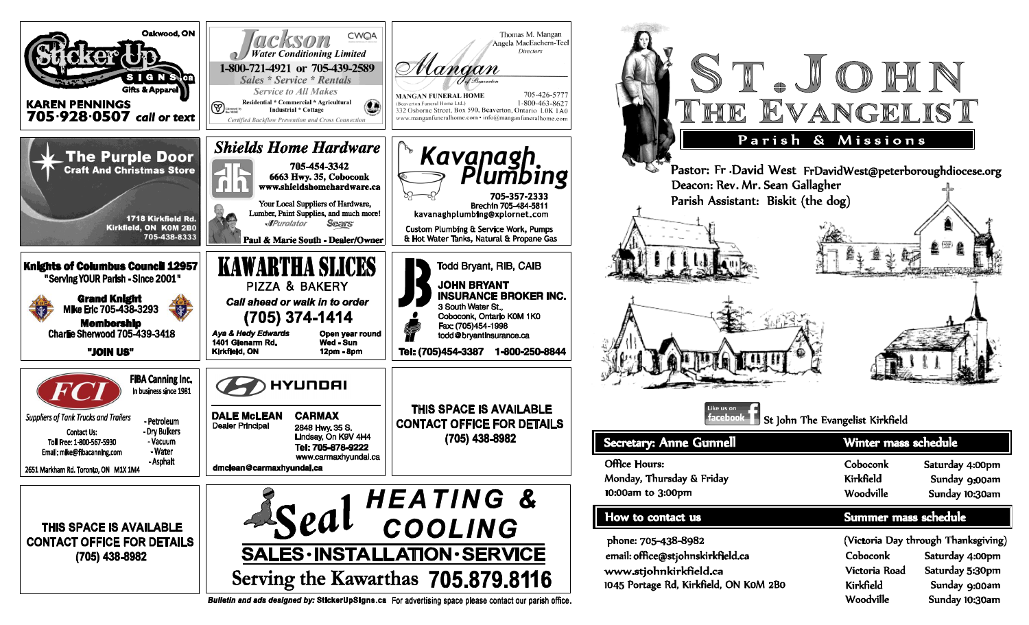Oakwood, ON

**Sticker Up SIGNS.ca**

Gifts & Apparel

**KAREN PENNINGS**
**705·928·0507** *call or text*

---

**Jackson Water Conditioning Limited** CWQA

1-800-721-4921 or 705-439-2589

*Sales * Service * Rentals*

*Service to All Makes*

Residential * Commercial * Agricultural
Industrial * Cottage

*Certified Backflow Prevention and Cross Connection*

---

Thomas M. Mangan
Angela MacEachern-Teel
*Directors*

**Mangan** of Beaverton

MANGAN FUNERAL HOME (Beaverton Funeral Home Ltd.) 705-426-5777 1-800-463-8627
332 Osborne Street, Box 590, Beaverton, Ontario L0K 1A0
www.manganfuneralhome.com • info@manganfuneralhome.com

---

**The Purple Door**
**Craft And Christmas Store**

1718 Kirkfield Rd.
Kirkfield, ON K0M 2B0
705-438-8333

---

**Shields Home Hardware**

705-454-3342
6663 Hwy. 35, Coboconk
www.shieldshomehardware.ca

Your Local Suppliers of Hardware, Lumber, Paint Supplies, and much more!

Purolator Sears

Paul & Marie South - Dealer/Owner

---

**Kavanagh Plumbing**

705-357-2333
Brechin 705-484-5811
kavanaghplumbing@xplornet.com

Custom Plumbing & Service Work, Pumps & Hot Water Tanks, Natural & Propane Gas

---

**Knights of Columbus Council 12957**
"Serving YOUR Parish - Since 2001"

**Grand Knight**
Mike Eric 705-438-3293

**Membership**
Charlie Sherwood 705-439-3418

**"JOIN US"**

---

**KAWARTHA SLICES**
PIZZA & BAKERY

*Call ahead or walk in to order*

**(705) 374-1414**

*Aya & Hedy Edwards*
1401 Glenarm Rd.
Kirkfield, ON

Open year round
Wed - Sun
12pm - 8pm

---

Todd Bryant, RIB, CAIB

**JOHN BRYANT INSURANCE BROKER INC.**
3 South Water St.,
Coboconk, Ontario K0M 1K0
Fax: (705)454-1998
todd@bryantinsurance.ca

Tel: (705)454-3387 1-800-250-8844

---

**FCI**

**FIBA Canning Inc.**
In business since 1981

*Suppliers of Tank Trucks and Trailers*

Contact Us:
Toll Free: 1-800-567-5930
Email: mike@fibacanning.com

- Petroleum
- Dry Bulkers
- Vacuum
- Water
- Asphalt

2651 Markham Rd. Toronto, ON M1X 1M4

---

**HYUNDAI**

**DALE McLEAN**
Dealer Principal

**CARMAX**
2848 Hwy. 35 S.
Lindsay, On K9V 4H4
**Tel: 705-878-9222**
www.carmaxhyundai.ca

dmclean@carmaxhyundai.ca

---

**THIS SPACE IS AVAILABLE**
**CONTACT OFFICE FOR DETAILS**
**(705) 438-8982**

---

**THIS SPACE IS AVAILABLE**
**CONTACT OFFICE FOR DETAILS**
**(705) 438-8982**

---

**Seal HEATING & COOLING**

**SALES · INSTALLATION · SERVICE**

Serving the Kawarthas **705.879.8116**

---

*Bulletin and ads designed by: StickerUpSigns.ca* For advertising space please contact our parish office.

---

# ST. JOHN THE EVANGELIST

## Parish & Missions

Pastor: Fr .David West FrDavidWest@peterboroughdiocese.org
Deacon: Rev. Mr. Sean Gallagher
Parish Assistant: Biskit (the dog)

Like us on facebook St John The Evangelist Kirkfield

### Secretary: Anne Gunnell

Office Hours:
Monday, Thursday & Friday
10:00am to 3:00pm

### How to contact us

phone: 705-438-8982
email: office@stjohnskirkfield.ca
www.stjohnkirkfield.ca
1045 Portage Rd, Kirkfield, ON K0M 2B0

### Winter mass schedule

| | |
|---|---|
| Coboconk | Saturday 4:00pm |
| Kirkfield | Sunday 9:00am |
| Woodville | Sunday 10:30am |

### Summer mass schedule

(Victoria Day through Thanksgiving)

| | |
|---|---|
| Coboconk | Saturday 4:00pm |
| Victoria Road | Saturday 5:30pm |
| Kirkfield | Sunday 9:00am |
| Woodville | Sunday 10:30am |